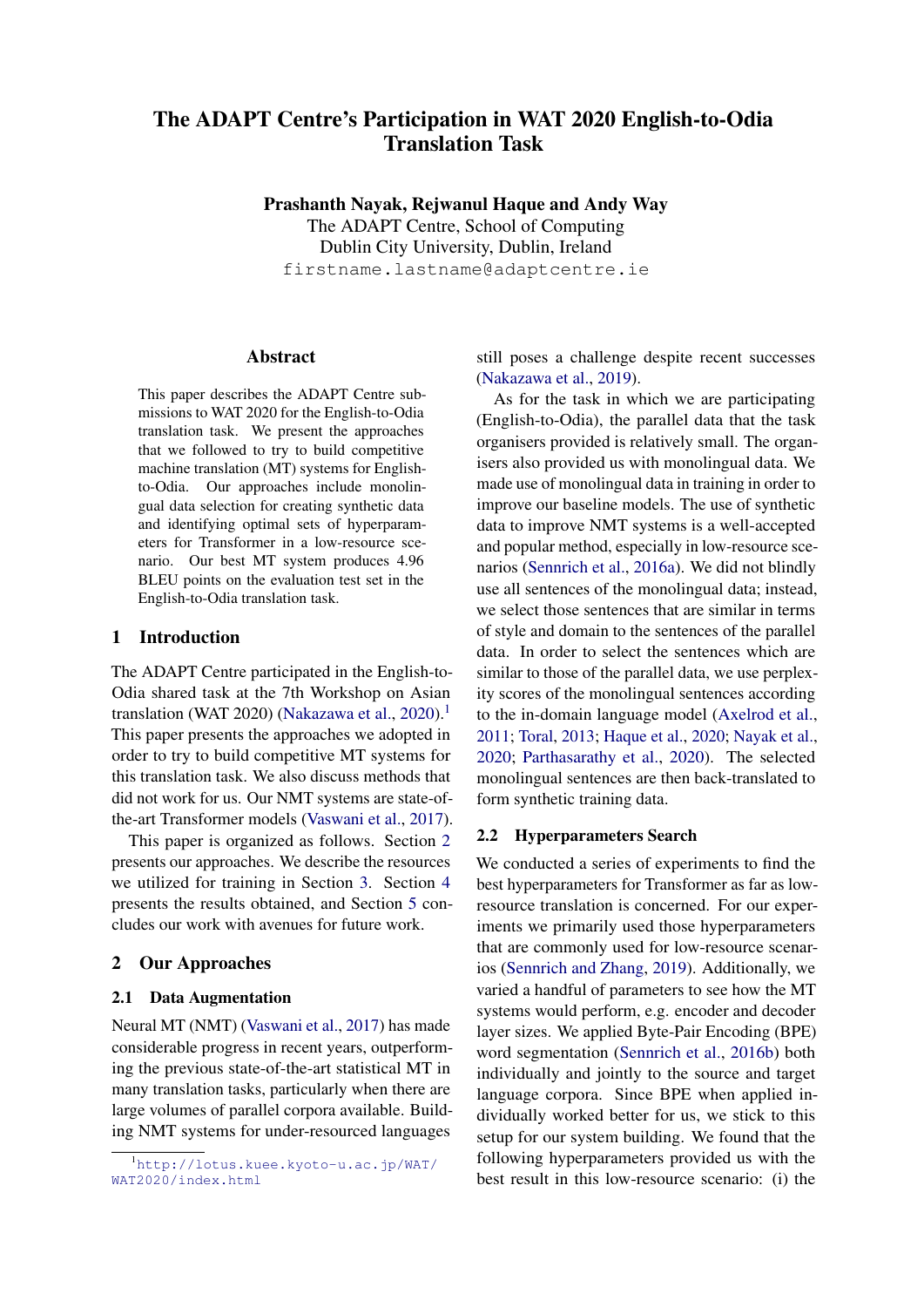# The ADAPT Centre's Participation in WAT 2020 English-to-Odia Translation Task

**Prashanth Nayak, Rejwanul Haque and Andy Way**
The ADAPT Centre, School of Computing
Dublin City University, Dublin, Ireland
firstname.lastname@adaptcentre.ie

## Abstract

This paper describes the ADAPT Centre submissions to WAT 2020 for the English-to-Odia translation task. We present the approaches that we followed to try to build competitive machine translation (MT) systems for English-to-Odia. Our approaches include monolingual data selection for creating synthetic data and identifying optimal sets of hyperparameters for Transformer in a low-resource scenario. Our best MT system produces 4.96 BLEU points on the evaluation test set in the English-to-Odia translation task.

## 1 Introduction

The ADAPT Centre participated in the English-to-Odia shared task at the 7th Workshop on Asian translation (WAT 2020) (Nakazawa et al., 2020).[1] This paper presents the approaches we adopted in order to try to build competitive MT systems for this translation task. We also discuss methods that did not work for us. Our NMT systems are state-of-the-art Transformer models (Vaswani et al., 2017).

This paper is organized as follows. Section 2 presents our approaches. We describe the resources we utilized for training in Section 3. Section 4 presents the results obtained, and Section 5 concludes our work with avenues for future work.

## 2 Our Approaches

### 2.1 Data Augmentation

Neural MT (NMT) (Vaswani et al., 2017) has made considerable progress in recent years, outperforming the previous state-of-the-art statistical MT in many translation tasks, particularly when there are large volumes of parallel corpora available. Building NMT systems for under-resourced languages still poses a challenge despite recent successes (Nakazawa et al., 2019).

As for the task in which we are participating (English-to-Odia), the parallel data that the task organisers provided is relatively small. The organisers also provided us with monolingual data. We made use of monolingual data in training in order to improve our baseline models. The use of synthetic data to improve NMT systems is a well-accepted and popular method, especially in low-resource scenarios (Sennrich et al., 2016a). We did not blindly use all sentences of the monolingual data; instead, we select those sentences that are similar in terms of style and domain to the sentences of the parallel data. In order to select the sentences which are similar to those of the parallel data, we use perplexity scores of the monolingual sentences according to the in-domain language model (Axelrod et al., 2011; Toral, 2013; Haque et al., 2020; Nayak et al., 2020; Parthasarathy et al., 2020). The selected monolingual sentences are then back-translated to form synthetic training data.

### 2.2 Hyperparameters Search

We conducted a series of experiments to find the best hyperparameters for Transformer as far as low-resource translation is concerned. For our experiments we primarily used those hyperparameters that are commonly used for low-resource scenarios (Sennrich and Zhang, 2019). Additionally, we varied a handful of parameters to see how the MT systems would perform, e.g. encoder and decoder layer sizes. We applied Byte-Pair Encoding (BPE) word segmentation (Sennrich et al., 2016b) both individually and jointly to the source and target language corpora. Since BPE when applied individually worked better for us, we stick to this setup for our system building. We found that the following hyperparameters provided us with the best result in this low-resource scenario: (i) the

[1] http://lotus.kuee.kyoto-u.ac.jp/WAT/WAT2020/index.html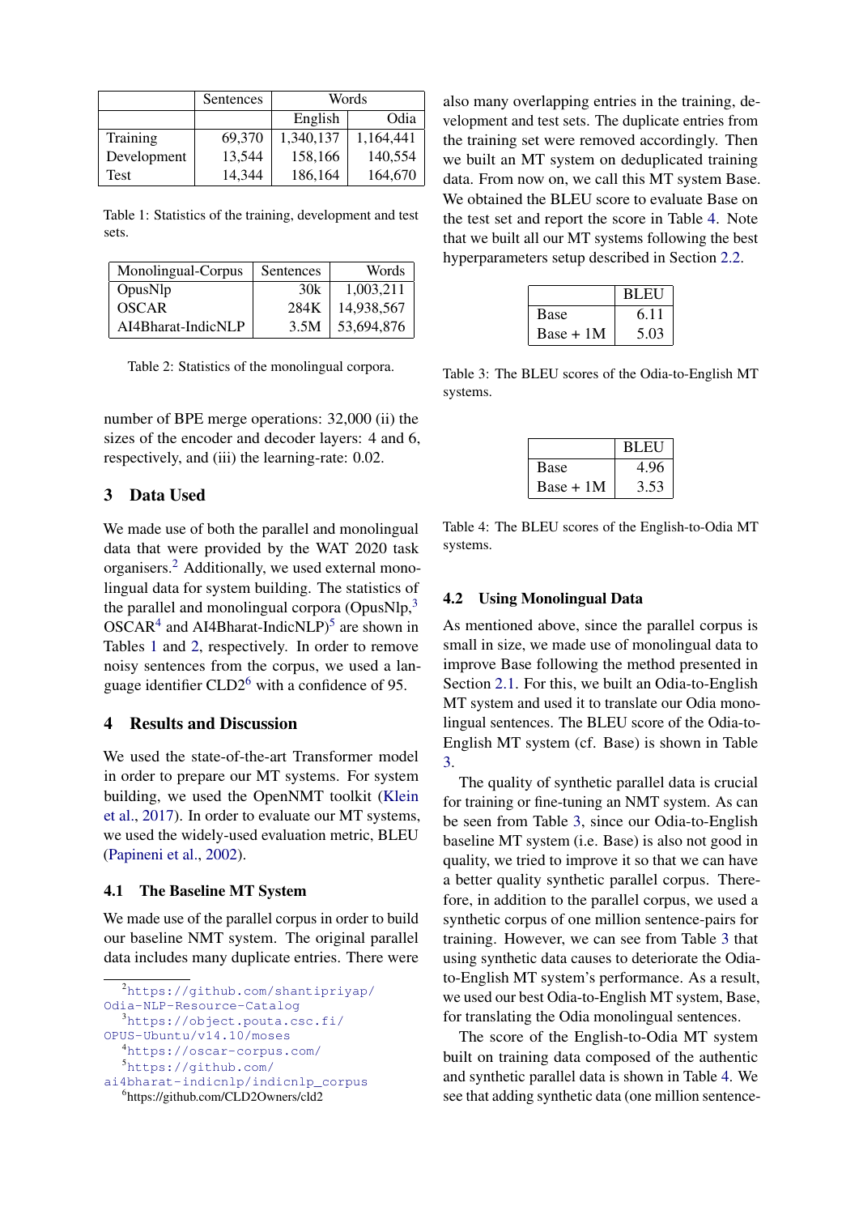|  | Sentences | Words |  |
|---|---|---|---|
|  |  | English | Odia |
| Training | 69,370 | 1,340,137 | 1,164,441 |
| Development | 13,544 | 158,166 | 140,554 |
| Test | 14,344 | 186,164 | 164,670 |

Table 1: Statistics of the training, development and test sets.

| Monolingual-Corpus | Sentences | Words |
|---|---|---|
| OpusNlp | 30k | 1,003,211 |
| OSCAR | 284K | 14,938,567 |
| AI4Bharat-IndicNLP | 3.5M | 53,694,876 |

Table 2: Statistics of the monolingual corpora.

number of BPE merge operations: 32,000 (ii) the sizes of the encoder and decoder layers: 4 and 6, respectively, and (iii) the learning-rate: 0.02.

## 3 Data Used

We made use of both the parallel and monolingual data that were provided by the WAT 2020 task organisers.[2] Additionally, we used external monolingual data for system building. The statistics of the parallel and monolingual corpora (OpusNlp,[3] OSCAR[4] and AI4Bharat-IndicNLP)[5] are shown in Tables 1 and 2, respectively. In order to remove noisy sentences from the corpus, we used a language identifier CLD2[6] with a confidence of 95.

## 4 Results and Discussion

We used the state-of-the-art Transformer model in order to prepare our MT systems. For system building, we used the OpenNMT toolkit (Klein et al., 2017). In order to evaluate our MT systems, we used the widely-used evaluation metric, BLEU (Papineni et al., 2002).

### 4.1 The Baseline MT System

We made use of the parallel corpus in order to build our baseline NMT system. The original parallel data includes many duplicate entries. There were also many overlapping entries in the training, development and test sets. The duplicate entries from the training set were removed accordingly. Then we built an MT system on deduplicated training data. From now on, we call this MT system Base. We obtained the BLEU score to evaluate Base on the test set and report the score in Table 4. Note that we built all our MT systems following the best hyperparameters setup described in Section 2.2.

|  | BLEU |
|---|---|
| Base | 6.11 |
| Base + 1M | 5.03 |

Table 3: The BLEU scores of the Odia-to-English MT systems.

|  | BLEU |
|---|---|
| Base | 4.96 |
| Base + 1M | 3.53 |

Table 4: The BLEU scores of the English-to-Odia MT systems.

### 4.2 Using Monolingual Data

As mentioned above, since the parallel corpus is small in size, we made use of monolingual data to improve Base following the method presented in Section 2.1. For this, we built an Odia-to-English MT system and used it to translate our Odia monolingual sentences. The BLEU score of the Odia-to-English MT system (cf. Base) is shown in Table 3.

The quality of synthetic parallel data is crucial for training or fine-tuning an NMT system. As can be seen from Table 3, since our Odia-to-English baseline MT system (i.e. Base) is also not good in quality, we tried to improve it so that we can have a better quality synthetic parallel corpus. Therefore, in addition to the parallel corpus, we used a synthetic corpus of one million sentence-pairs for training. However, we can see from Table 3 that using synthetic data causes to deteriorate the Odia-to-English MT system's performance. As a result, we used our best Odia-to-English MT system, Base, for translating the Odia monolingual sentences.

The score of the English-to-Odia MT system built on training data composed of the authentic and synthetic parallel data is shown in Table 4. We see that adding synthetic data (one million sentence-

[2] https://github.com/shantipriyap/Odia-NLP-Resource-Catalog
[3] https://object.pouta.csc.fi/OPUS-Ubuntu/v14.10/moses
[4] https://oscar-corpus.com/
[5] https://github.com/ai4bharat-indicnlp/indicnlp_corpus
[6] https://github.com/CLD2Owners/cld2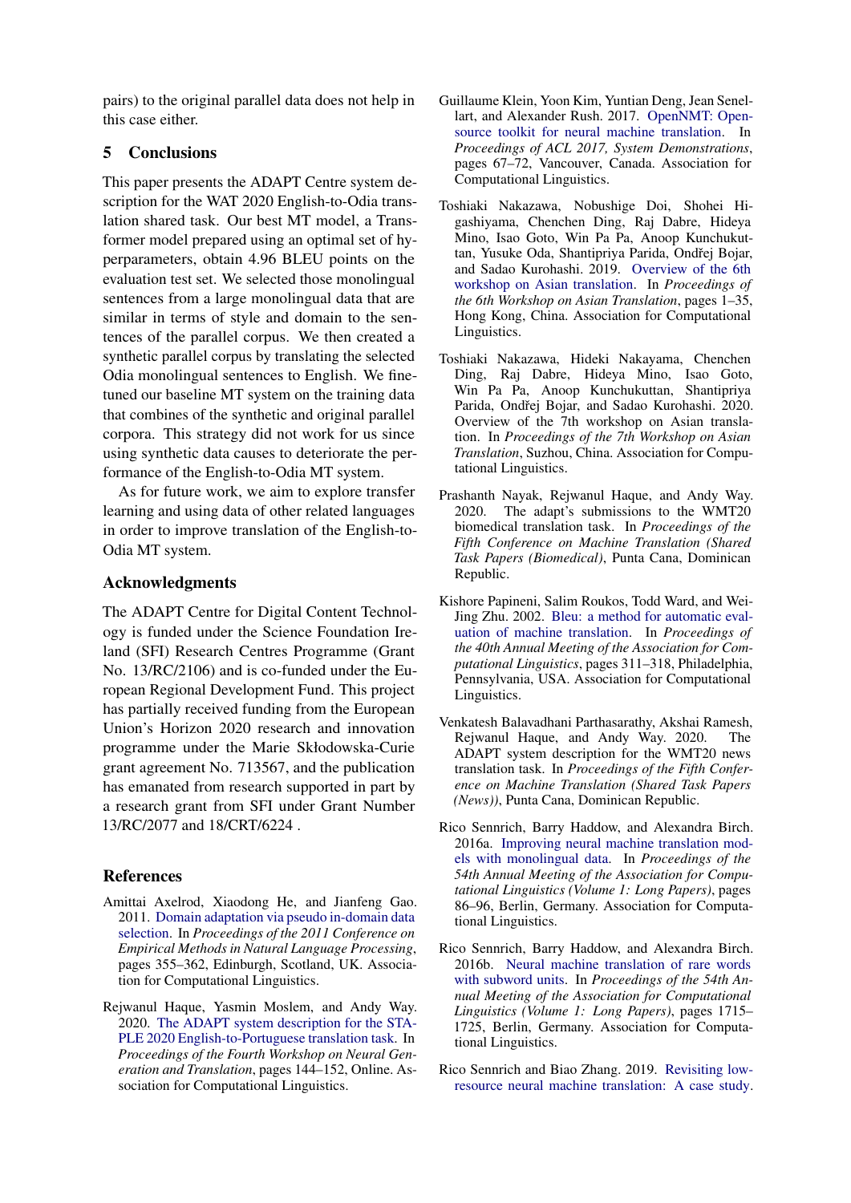pairs) to the original parallel data does not help in this case either.

## 5 Conclusions

This paper presents the ADAPT Centre system description for the WAT 2020 English-to-Odia translation shared task. Our best MT model, a Transformer model prepared using an optimal set of hyperparameters, obtain 4.96 BLEU points on the evaluation test set. We selected those monolingual sentences from a large monolingual data that are similar in terms of style and domain to the sentences of the parallel corpus. We then created a synthetic parallel corpus by translating the selected Odia monolingual sentences to English. We fine-tuned our baseline MT system on the training data that combines of the synthetic and original parallel corpora. This strategy did not work for us since using synthetic data causes to deteriorate the performance of the English-to-Odia MT system.

As for future work, we aim to explore transfer learning and using data of other related languages in order to improve translation of the English-to-Odia MT system.

## Acknowledgments

The ADAPT Centre for Digital Content Technology is funded under the Science Foundation Ireland (SFI) Research Centres Programme (Grant No. 13/RC/2106) and is co-funded under the European Regional Development Fund. This project has partially received funding from the European Union's Horizon 2020 research and innovation programme under the Marie Skłodowska-Curie grant agreement No. 713567, and the publication has emanated from research supported in part by a research grant from SFI under Grant Number 13/RC/2077 and 18/CRT/6224 .

## References

Amittai Axelrod, Xiaodong He, and Jianfeng Gao. 2011. Domain adaptation via pseudo in-domain data selection. In *Proceedings of the 2011 Conference on Empirical Methods in Natural Language Processing*, pages 355–362, Edinburgh, Scotland, UK. Association for Computational Linguistics.

Rejwanul Haque, Yasmin Moslem, and Andy Way. 2020. The ADAPT system description for the STAPLE 2020 English-to-Portuguese translation task. In *Proceedings of the Fourth Workshop on Neural Generation and Translation*, pages 144–152, Online. Association for Computational Linguistics.

Guillaume Klein, Yoon Kim, Yuntian Deng, Jean Senellart, and Alexander Rush. 2017. OpenNMT: Open-source toolkit for neural machine translation. In *Proceedings of ACL 2017, System Demonstrations*, pages 67–72, Vancouver, Canada. Association for Computational Linguistics.

Toshiaki Nakazawa, Nobushige Doi, Shohei Higashiyama, Chenchen Ding, Raj Dabre, Hideya Mino, Isao Goto, Win Pa Pa, Anoop Kunchukuttan, Yusuke Oda, Shantipriya Parida, Ondřej Bojar, and Sadao Kurohashi. 2019. Overview of the 6th workshop on Asian translation. In *Proceedings of the 6th Workshop on Asian Translation*, pages 1–35, Hong Kong, China. Association for Computational Linguistics.

Toshiaki Nakazawa, Hideki Nakayama, Chenchen Ding, Raj Dabre, Hideya Mino, Isao Goto, Win Pa Pa, Anoop Kunchukuttan, Shantipriya Parida, Ondřej Bojar, and Sadao Kurohashi. 2020. Overview of the 7th workshop on Asian translation. In *Proceedings of the 7th Workshop on Asian Translation*, Suzhou, China. Association for Computational Linguistics.

Prashanth Nayak, Rejwanul Haque, and Andy Way. 2020. The adapt's submissions to the WMT20 biomedical translation task. In *Proceedings of the Fifth Conference on Machine Translation (Shared Task Papers (Biomedical)*, Punta Cana, Dominican Republic.

Kishore Papineni, Salim Roukos, Todd Ward, and Wei-Jing Zhu. 2002. Bleu: a method for automatic evaluation of machine translation. In *Proceedings of the 40th Annual Meeting of the Association for Computational Linguistics*, pages 311–318, Philadelphia, Pennsylvania, USA. Association for Computational Linguistics.

Venkatesh Balavadhani Parthasarathy, Akshai Ramesh, Rejwanul Haque, and Andy Way. 2020. The ADAPT system description for the WMT20 news translation task. In *Proceedings of the Fifth Conference on Machine Translation (Shared Task Papers (News))*, Punta Cana, Dominican Republic.

Rico Sennrich, Barry Haddow, and Alexandra Birch. 2016a. Improving neural machine translation models with monolingual data. In *Proceedings of the 54th Annual Meeting of the Association for Computational Linguistics (Volume 1: Long Papers)*, pages 86–96, Berlin, Germany. Association for Computational Linguistics.

Rico Sennrich, Barry Haddow, and Alexandra Birch. 2016b. Neural machine translation of rare words with subword units. In *Proceedings of the 54th Annual Meeting of the Association for Computational Linguistics (Volume 1: Long Papers)*, pages 1715–1725, Berlin, Germany. Association for Computational Linguistics.

Rico Sennrich and Biao Zhang. 2019. Revisiting low-resource neural machine translation: A case study.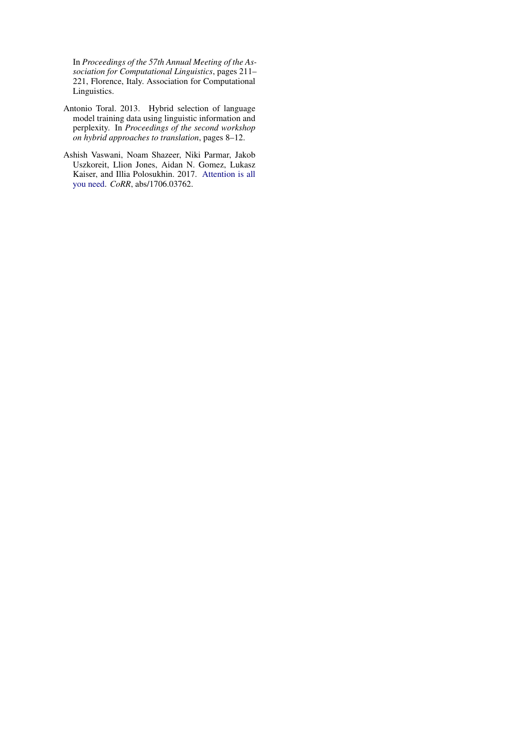In *Proceedings of the 57th Annual Meeting of the Association for Computational Linguistics*, pages 211–221, Florence, Italy. Association for Computational Linguistics.

Antonio Toral. 2013. Hybrid selection of language model training data using linguistic information and perplexity. In *Proceedings of the second workshop on hybrid approaches to translation*, pages 8–12.

Ashish Vaswani, Noam Shazeer, Niki Parmar, Jakob Uszkoreit, Llion Jones, Aidan N. Gomez, Lukasz Kaiser, and Illia Polosukhin. 2017. Attention is all you need. *CoRR*, abs/1706.03762.